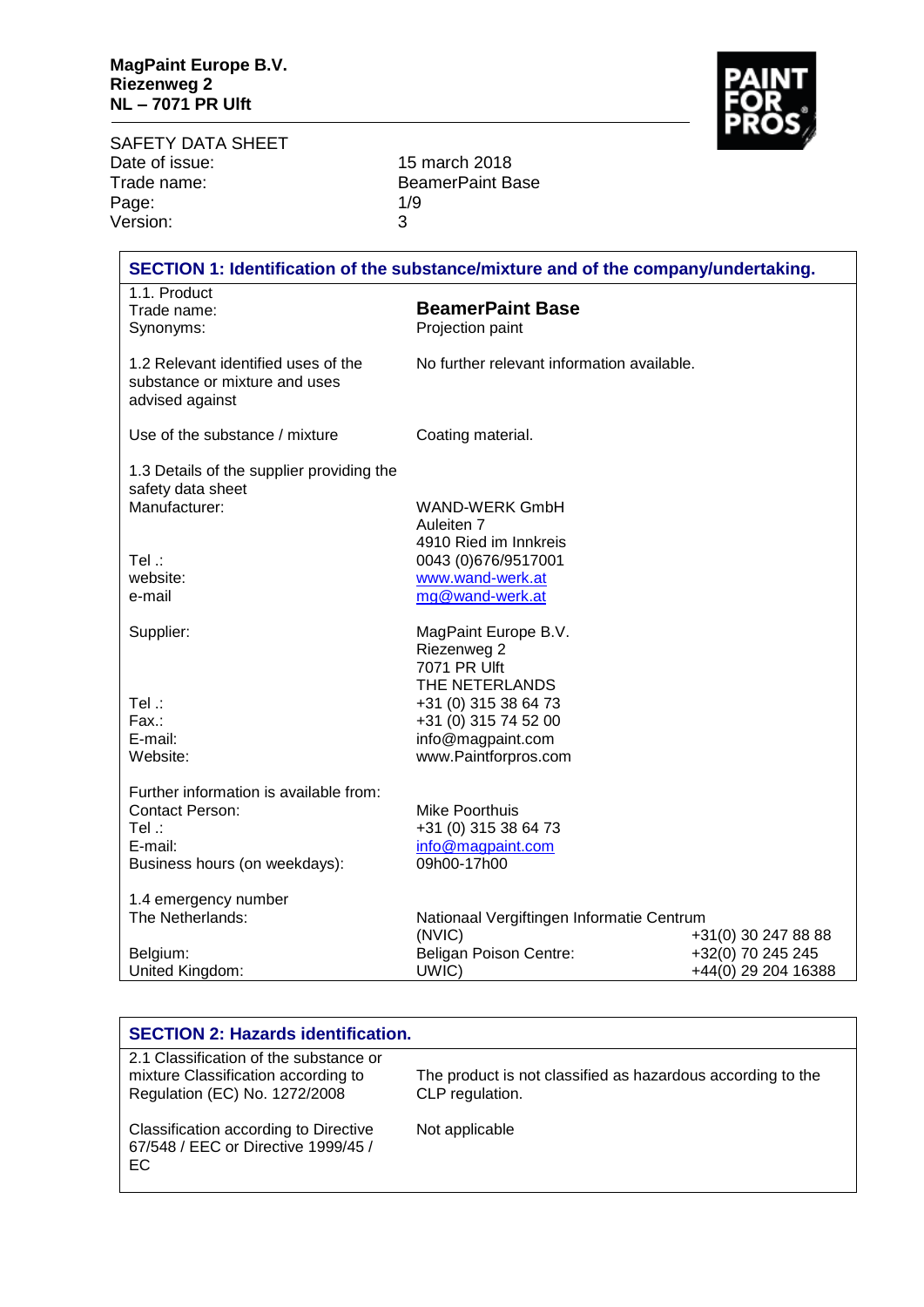**MagPaint Europe B.V.**
**Riezenweg 2**
**NL – 7071 PR Ulft**

SAFETY DATA SHEET

| | |
|---|---|
| Date of issue: | 15 march 2018 |
| Trade name: | BeamerPaint Base |
| Page: | 1/9 |
| Version: | 3 |

## SECTION 1: Identification of the substance/mixture and of the company/undertaking.

| | | |
|---|---|---|
| 1.1. Product | | |
| Trade name: | **BeamerPaint Base** | |
| Synonyms: | Projection paint | |
| 1.2 Relevant identified uses of the substance or mixture and uses advised against | No further relevant information available. | |
| Use of the substance / mixture | Coating material. | |
| 1.3 Details of the supplier providing the safety data sheet | | |
| Manufacturer: | WAND-WERK GmbH<br>Auleiten 7<br>4910 Ried im Innkreis | |
| Tel .: | 0043 (0)676/9517001 | |
| website: | www.wand-werk.at | |
| e-mail | mg@wand-werk.at | |
| Supplier: | MagPaint Europe B.V.<br>Riezenweg 2<br>7071 PR Ulft<br>THE NETERLANDS | |
| Tel .: | +31 (0) 315 38 64 73 | |
| Fax.: | +31 (0) 315 74 52 00 | |
| E-mail: | info@magpaint.com | |
| Website: | www.Paintforpros.com | |
| Further information is available from: | | |
| Contact Person: | Mike Poorthuis | |
| Tel .: | +31 (0) 315 38 64 73 | |
| E-mail: | info@magpaint.com | |
| Business hours (on weekdays): | 09h00-17h00 | |
| 1.4 emergency number | | |
| The Netherlands: | Nationaal Vergiftingen Informatie Centrum (NVIC) | +31(0) 30 247 88 88 |
| Belgium: | Beligan Poison Centre: | +32(0) 70 245 245 |
| United Kingdom: | UWIC) | +44(0) 29 204 16388 |

## SECTION 2: Hazards identification.

| | |
|---|---|
| 2.1 Classification of the substance or mixture Classification according to Regulation (EC) No. 1272/2008 | The product is not classified as hazardous according to the CLP regulation. |
| Classification according to Directive 67/548 / EEC or Directive 1999/45 / EC | Not applicable |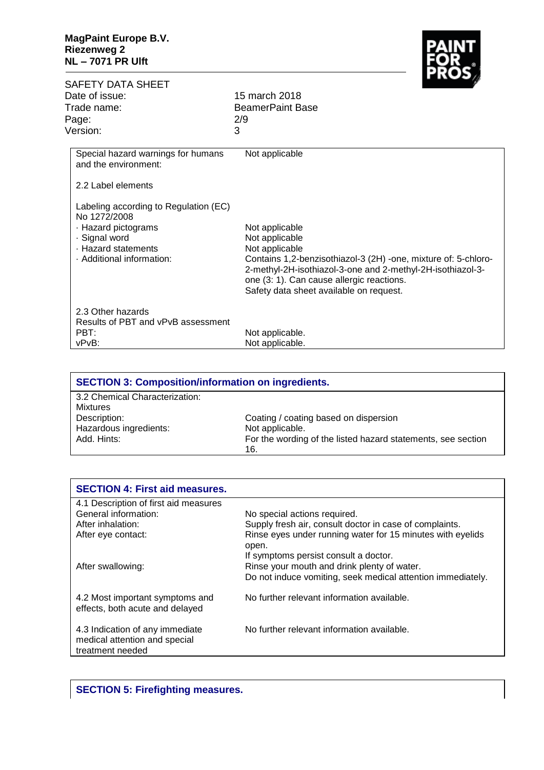| | |
|---|---|
| Special hazard warnings for humans and the environment: | Not applicable |
| 2.2 Label elements | |
| Labeling according to Regulation (EC) No 1272/2008 | |
| · Hazard pictograms | Not applicable |
| · Signal word | Not applicable |
| · Hazard statements | Not applicable |
| · Additional information: | Contains 1,2-benzisothiazol-3 (2H) -one, mixture of: 5-chloro-2-methyl-2H-isothiazol-3-one and 2-methyl-2H-isothiazol-3-one (3: 1). Can cause allergic reactions. Safety data sheet available on request. |
| 2.3 Other hazards | |
| Results of PBT and vPvB assessment | |
| PBT: | Not applicable. |
| vPvB: | Not applicable. |

## SECTION 3: Composition/information on ingredients.

| | |
|---|---|
| 3.2 Chemical Characterization: Mixtures | |
| Description: | Coating / coating based on dispersion |
| Hazardous ingredients: | Not applicable. |
| Add. Hints: | For the wording of the listed hazard statements, see section 16. |

## SECTION 4: First aid measures.

| | |
|---|---|
| 4.1 Description of first aid measures | |
| General information: | No special actions required. |
| After inhalation: | Supply fresh air, consult doctor in case of complaints. |
| After eye contact: | Rinse eyes under running water for 15 minutes with eyelids open. If symptoms persist consult a doctor. |
| After swallowing: | Rinse your mouth and drink plenty of water. Do not induce vomiting, seek medical attention immediately. |
| 4.2 Most important symptoms and effects, both acute and delayed | No further relevant information available. |
| 4.3 Indication of any immediate medical attention and special treatment needed | No further relevant information available. |

## SECTION 5: Firefighting measures.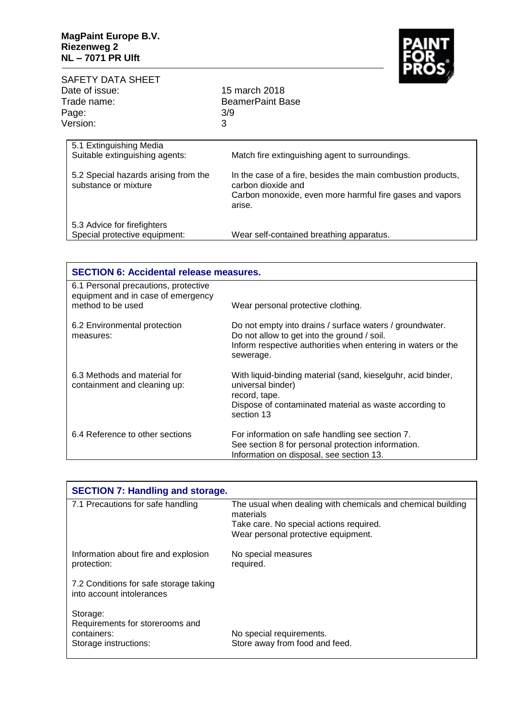| 5.1 Extinguishing Media | |
| --- | --- |
| Suitable extinguishing agents: | Match fire extinguishing agent to surroundings. |
| 5.2 Special hazards arising from the substance or mixture | In the case of a fire, besides the main combustion products, carbon dioxide and<br>Carbon monoxide, even more harmful fire gases and vapors arise. |
| 5.3 Advice for firefighters<br>Special protective equipment: | Wear self-contained breathing apparatus. |

## SECTION 6: Accidental release measures.

| | |
| --- | --- |
| 6.1 Personal precautions, protective equipment and in case of emergency method to be used | Wear personal protective clothing. |
| 6.2 Environmental protection measures: | Do not empty into drains / surface waters / groundwater.<br>Do not allow to get into the ground / soil.<br>Inform respective authorities when entering in waters or the sewerage. |
| 6.3 Methods and material for containment and cleaning up: | With liquid-binding material (sand, kieselguhr, acid binder, universal binder)<br>record, tape.<br>Dispose of contaminated material as waste according to section 13 |
| 6.4 Reference to other sections | For information on safe handling see section 7.<br>See section 8 for personal protection information.<br>Information on disposal, see section 13. |

## SECTION 7: Handling and storage.

| | |
| --- | --- |
| 7.1 Precautions for safe handling | The usual when dealing with chemicals and chemical building materials<br>Take care. No special actions required.<br>Wear personal protective equipment. |
| Information about fire and explosion protection: | No special measures required. |
| 7.2 Conditions for safe storage taking into account intolerances | |
| Storage:<br>Requirements for storerooms and containers: | No special requirements. |
| Storage instructions: | Store away from food and feed. |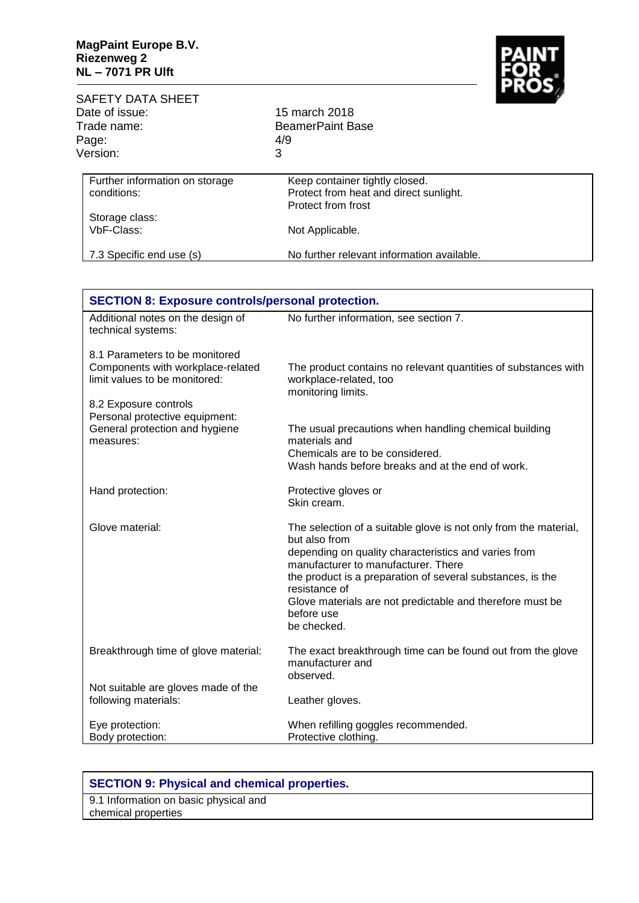| | |
|---|---|
| Further information on storage conditions: | Keep container tightly closed.<br>Protect from heat and direct sunlight.<br>Protect from frost |
| Storage class:<br>VbF-Class: | Not Applicable. |
| 7.3 Specific end use (s) | No further relevant information available. |

## SECTION 8: Exposure controls/personal protection.

| | |
|---|---|
| Additional notes on the design of technical systems: | No further information, see section 7. |
| 8.1 Parameters to be monitored<br>Components with workplace-related limit values to be monitored: | The product contains no relevant quantities of substances with workplace-related, too monitoring limits. |
| 8.2 Exposure controls<br>Personal protective equipment:<br>General protection and hygiene measures: | The usual precautions when handling chemical building materials and<br>Chemicals are to be considered.<br>Wash hands before breaks and at the end of work. |
| Hand protection: | Protective gloves or<br>Skin cream. |
| Glove material: | The selection of a suitable glove is not only from the material, but also from<br>depending on quality characteristics and varies from manufacturer to manufacturer. There<br>the product is a preparation of several substances, is the resistance of<br>Glove materials are not predictable and therefore must be before use<br>be checked. |
| Breakthrough time of glove material: | The exact breakthrough time can be found out from the glove manufacturer and<br>observed. |
| Not suitable are gloves made of the following materials: | Leather gloves. |
| Eye protection:<br>Body protection: | When refilling goggles recommended.<br>Protective clothing. |

## SECTION 9: Physical and chemical properties.

9.1 Information on basic physical and chemical properties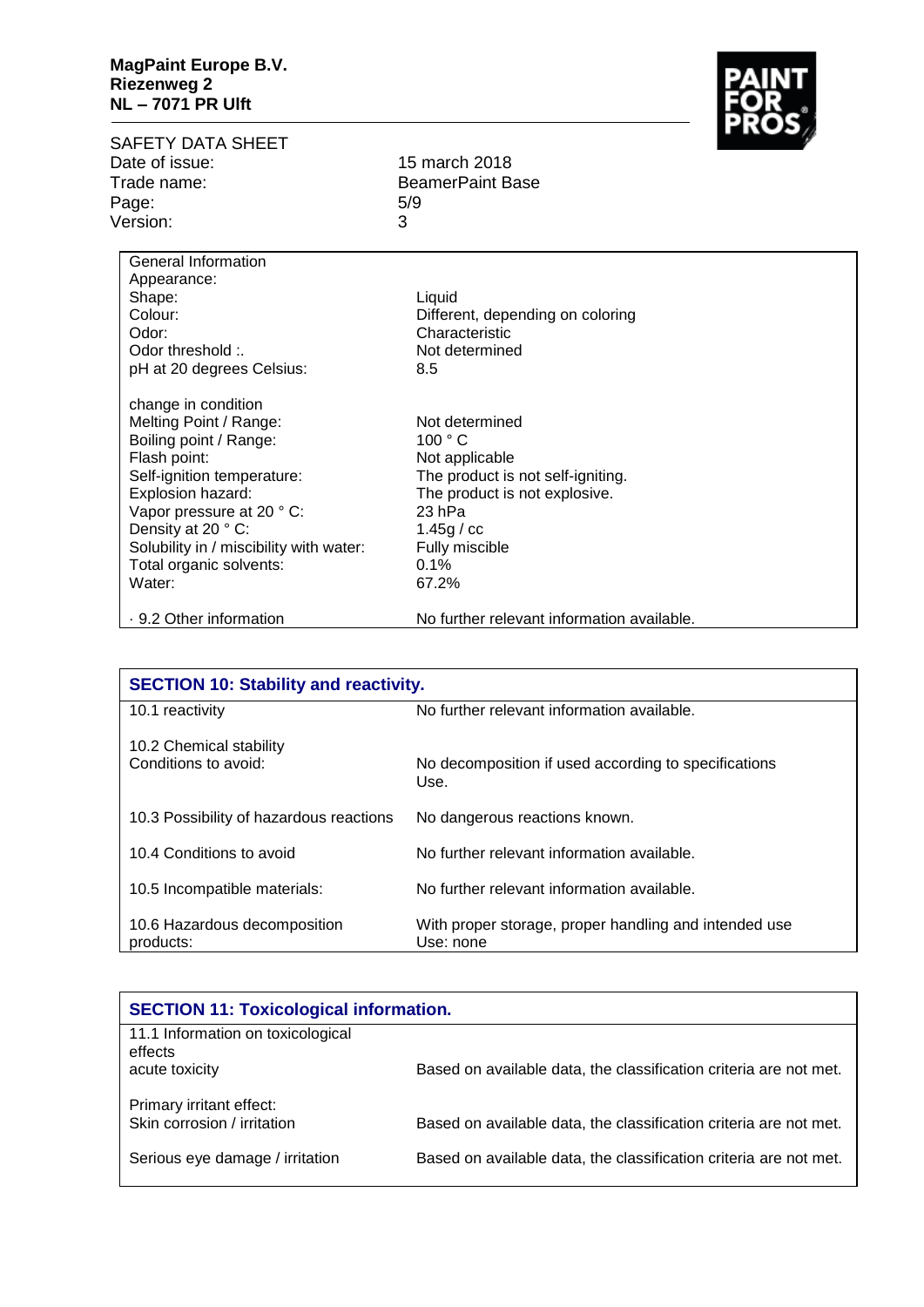| | |
|---|---|
| General Information | |
| Appearance: | |
| Shape: | Liquid |
| Colour: | Different, depending on coloring |
| Odor: | Characteristic |
| Odor threshold :. | Not determined |
| pH at 20 degrees Celsius: | 8.5 |
| change in condition | |
| Melting Point / Range: | Not determined |
| Boiling point / Range: | 100 ° C |
| Flash point: | Not applicable |
| Self-ignition temperature: | The product is not self-igniting. |
| Explosion hazard: | The product is not explosive. |
| Vapor pressure at 20 ° C: | 23 hPa |
| Density at 20 ° C: | 1.45g / cc |
| Solubility in / miscibility with water: | Fully miscible |
| Total organic solvents: | 0.1% |
| Water: | 67.2% |
| · 9.2 Other information | No further relevant information available. |

## SECTION 10: Stability and reactivity.

| | |
|---|---|
| 10.1 reactivity | No further relevant information available. |
| 10.2 Chemical stability<br>Conditions to avoid: | No decomposition if used according to specifications Use. |
| 10.3 Possibility of hazardous reactions | No dangerous reactions known. |
| 10.4 Conditions to avoid | No further relevant information available. |
| 10.5 Incompatible materials: | No further relevant information available. |
| 10.6 Hazardous decomposition products: | With proper storage, proper handling and intended use Use: none |

## SECTION 11: Toxicological information.

| | |
|---|---|
| 11.1 Information on toxicological effects<br>acute toxicity | Based on available data, the classification criteria are not met. |
| Primary irritant effect:<br>Skin corrosion / irritation | Based on available data, the classification criteria are not met. |
| Serious eye damage / irritation | Based on available data, the classification criteria are not met. |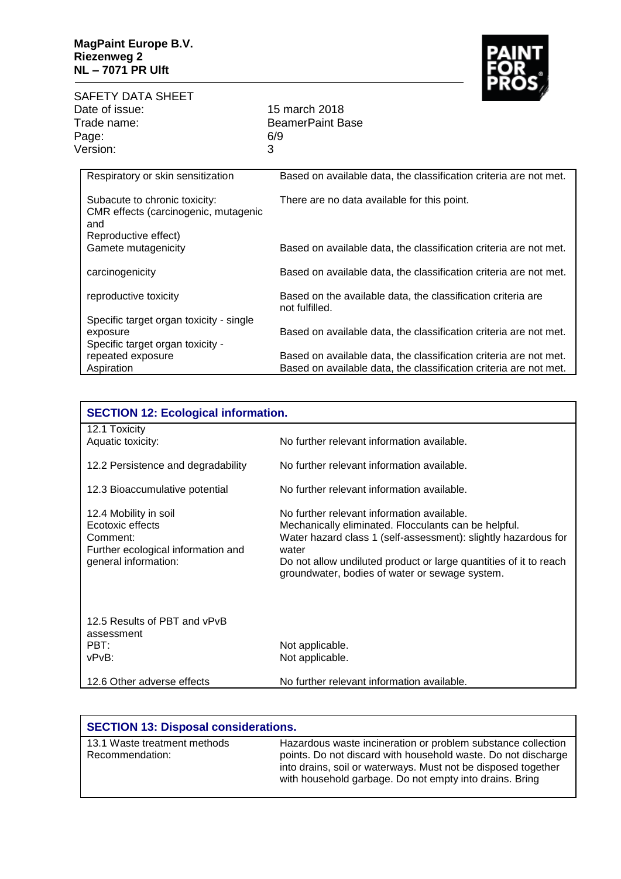| | |
|---|---|
| Respiratory or skin sensitization | Based on available data, the classification criteria are not met. |
| Subacute to chronic toxicity: CMR effects (carcinogenic, mutagenic and Reproductive effect) | There are no data available for this point. |
| Gamete mutagenicity | Based on available data, the classification criteria are not met. |
| carcinogenicity | Based on available data, the classification criteria are not met. |
| reproductive toxicity | Based on the available data, the classification criteria are not fulfilled. |
| Specific target organ toxicity - single exposure | Based on available data, the classification criteria are not met. |
| Specific target organ toxicity - repeated exposure | Based on available data, the classification criteria are not met. |
| Aspiration | Based on available data, the classification criteria are not met. |

## SECTION 12: Ecological information.

| | |
|---|---|
| 12.1 Toxicity<br>Aquatic toxicity: | No further relevant information available. |
| 12.2 Persistence and degradability | No further relevant information available. |
| 12.3 Bioaccumulative potential | No further relevant information available. |
| 12.4 Mobility in soil | No further relevant information available. |
| Ecotoxic effects Comment: | Mechanically eliminated. Flocculants can be helpful. |
| Further ecological information and general information: | Water hazard class 1 (self-assessment): slightly hazardous for water<br>Do not allow undiluted product or large quantities of it to reach groundwater, bodies of water or sewage system. |
| 12.5 Results of PBT and vPvB assessment | |
| PBT: | Not applicable. |
| vPvB: | Not applicable. |
| 12.6 Other adverse effects | No further relevant information available. |

## SECTION 13: Disposal considerations.

| | |
|---|---|
| 13.1 Waste treatment methods<br>Recommendation: | Hazardous waste incineration or problem substance collection points. Do not discard with household waste. Do not discharge into drains, soil or waterways. Must not be disposed together with household garbage. Do not empty into drains. Bring |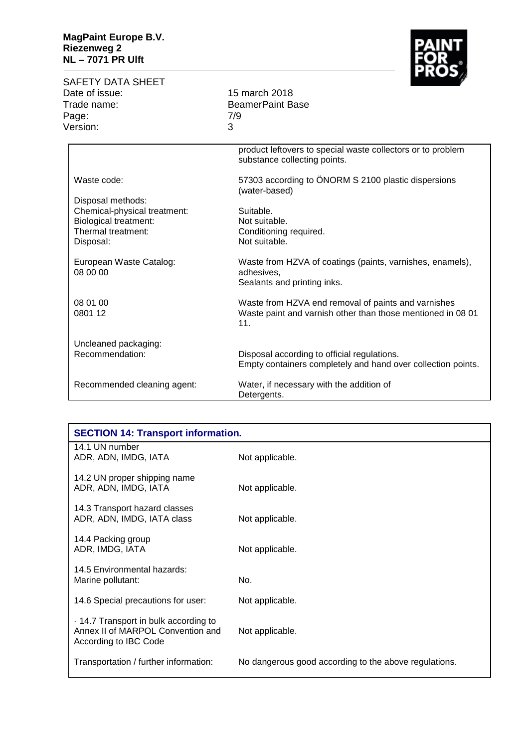| | |
|---|---|
| | product leftovers to special waste collectors or to problem substance collecting points. |
| Waste code: | 57303 according to ÖNORM S 2100 plastic dispersions (water-based) |
| Disposal methods: | |
| Chemical-physical treatment: | Suitable. |
| Biological treatment: | Not suitable. |
| Thermal treatment: | Conditioning required. |
| Disposal: | Not suitable. |
| European Waste Catalog:<br>08 00 00 | Waste from HZVA of coatings (paints, varnishes, enamels), adhesives,<br>Sealants and printing inks. |
| 08 01 00<br>0801 12 | Waste from HZVA end removal of paints and varnishes<br>Waste paint and varnish other than those mentioned in 08 01 11. |
| Uncleaned packaging:<br>Recommendation: | Disposal according to official regulations.<br>Empty containers completely and hand over collection points. |
| Recommended cleaning agent: | Water, if necessary with the addition of Detergents. |

## SECTION 14: Transport information.

| | |
|---|---|
| 14.1 UN number<br>ADR, ADN, IMDG, IATA | Not applicable. |
| 14.2 UN proper shipping name<br>ADR, ADN, IMDG, IATA | Not applicable. |
| 14.3 Transport hazard classes<br>ADR, ADN, IMDG, IATA class | Not applicable. |
| 14.4 Packing group<br>ADR, IMDG, IATA | Not applicable. |
| 14.5 Environmental hazards:<br>Marine pollutant: | No. |
| 14.6 Special precautions for user: | Not applicable. |
| · 14.7 Transport in bulk according to Annex II of MARPOL Convention and According to IBC Code | Not applicable. |
| Transportation / further information: | No dangerous good according to the above regulations. |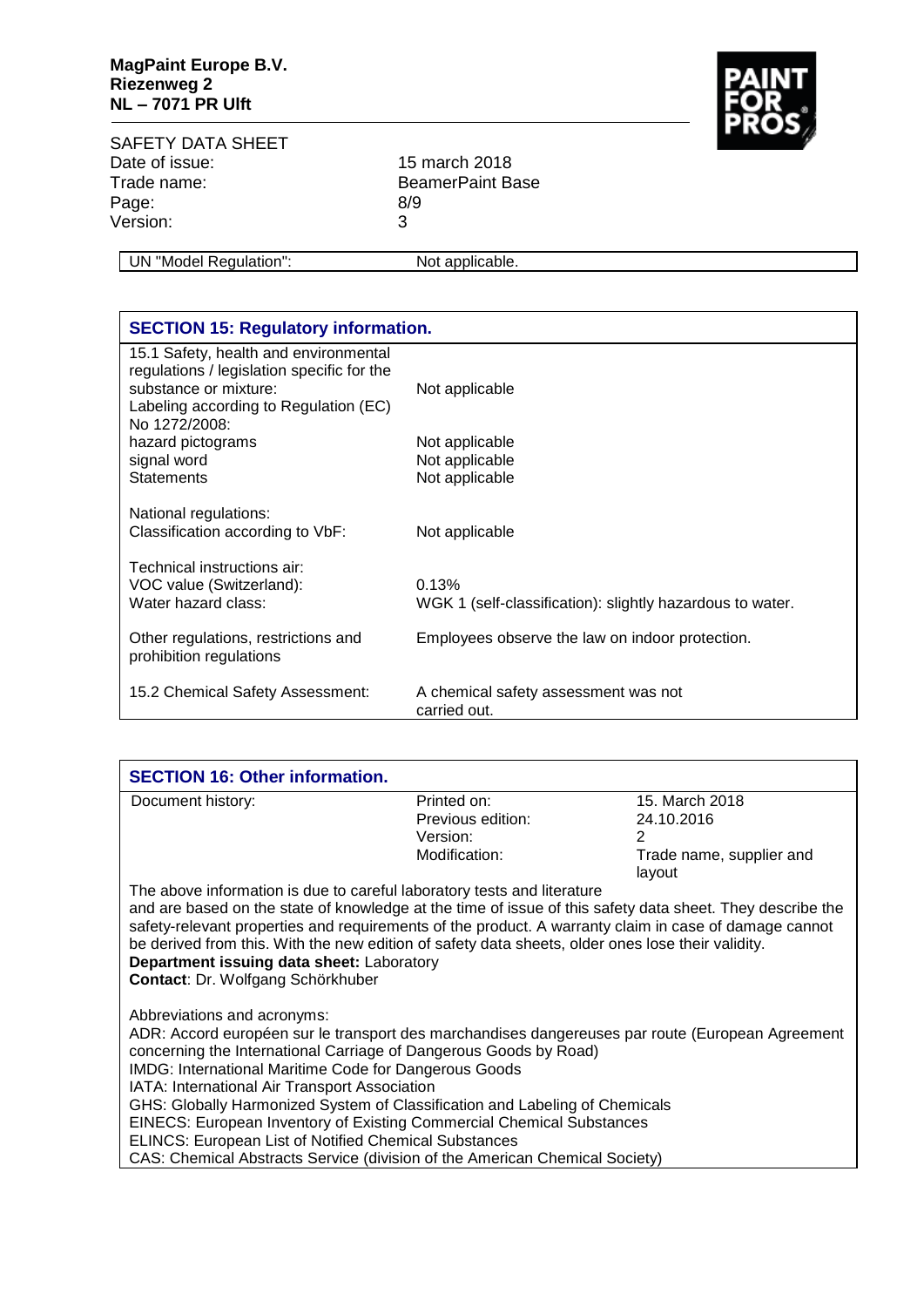| UN "Model Regulation": | Not applicable. |
| --- | --- |

## SECTION 15: Regulatory information.

| | |
| --- | --- |
| 15.1 Safety, health and environmental regulations / legislation specific for the substance or mixture: Labeling according to Regulation (EC) No 1272/2008: | Not applicable |
| hazard pictograms | Not applicable |
| signal word | Not applicable |
| Statements | Not applicable |
| National regulations: Classification according to VbF: | Not applicable |
| Technical instructions air: VOC value (Switzerland): | 0.13% |
| Water hazard class: | WGK 1 (self-classification): slightly hazardous to water. |
| Other regulations, restrictions and prohibition regulations | Employees observe the law on indoor protection. |
| 15.2 Chemical Safety Assessment: | A chemical safety assessment was not carried out. |

## SECTION 16: Other information.

| | | |
| --- | --- | --- |
| Document history: | Printed on: | 15. March 2018 |
| | Previous edition: | 24.10.2016 |
| | Version: | 2 |
| | Modification: | Trade name, supplier and layout |

The above information is due to careful laboratory tests and literature and are based on the state of knowledge at the time of issue of this safety data sheet. They describe the safety-relevant properties and requirements of the product. A warranty claim in case of damage cannot be derived from this. With the new edition of safety data sheets, older ones lose their validity.

**Department issuing data sheet:** Laboratory
**Contact**: Dr. Wolfgang Schörkhuber

Abbreviations and acronyms:
ADR: Accord européen sur le transport des marchandises dangereuses par route (European Agreement concerning the International Carriage of Dangerous Goods by Road)
IMDG: International Maritime Code for Dangerous Goods
IATA: International Air Transport Association
GHS: Globally Harmonized System of Classification and Labeling of Chemicals
EINECS: European Inventory of Existing Commercial Chemical Substances
ELINCS: European List of Notified Chemical Substances
CAS: Chemical Abstracts Service (division of the American Chemical Society)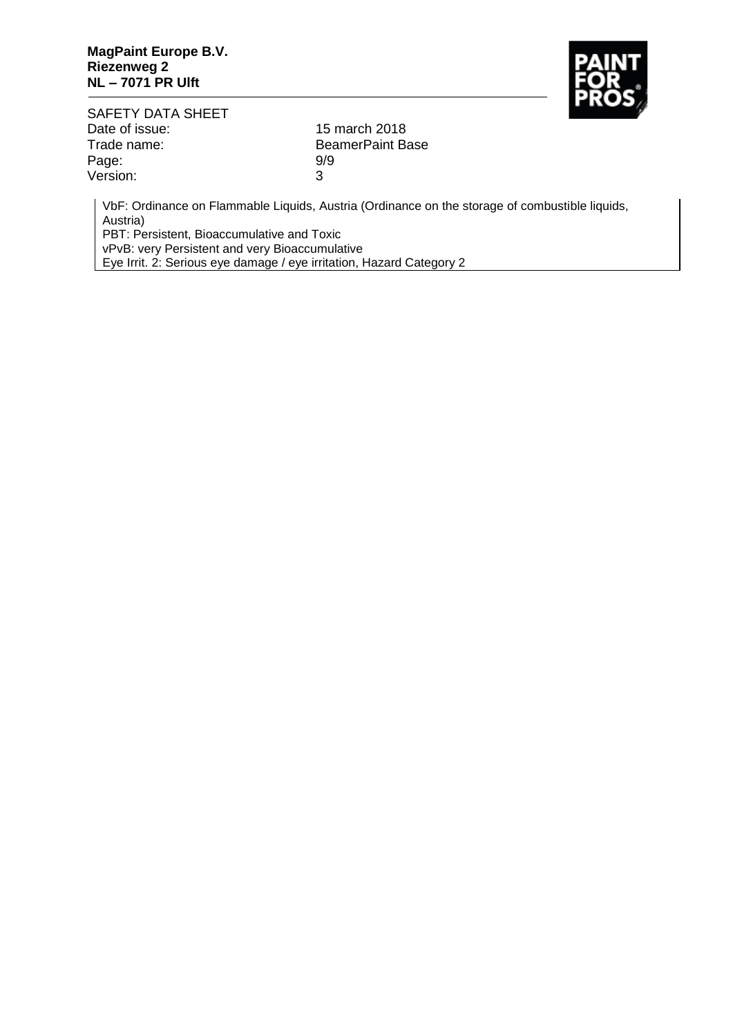VbF: Ordinance on Flammable Liquids, Austria (Ordinance on the storage of combustible liquids, Austria)
PBT: Persistent, Bioaccumulative and Toxic
vPvB: very Persistent and very Bioaccumulative
Eye Irrit. 2: Serious eye damage / eye irritation, Hazard Category 2